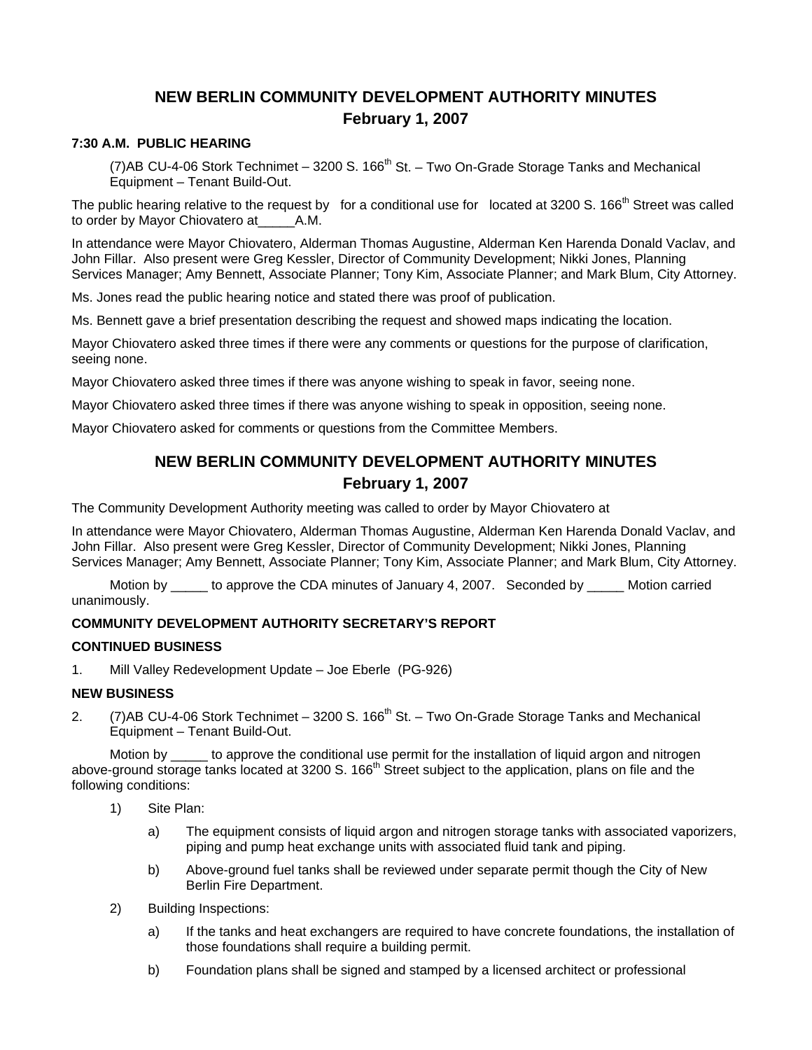# NEW BERLIN COMMUNITY DEVELOPMENT AUTHORITY MINUTES
## February 1, 2007

### 7:30 A.M. PUBLIC HEARING

(7)AB CU-4-06 Stork Technimet – 3200 S. 166th St. – Two On-Grade Storage Tanks and Mechanical Equipment – Tenant Build-Out.

The public hearing relative to the request by   for a conditional use for   located at 3200 S. 166th Street was called to order by Mayor Chiovatero at_____A.M.

In attendance were Mayor Chiovatero, Alderman Thomas Augustine, Alderman Ken Harenda Donald Vaclav, and John Fillar. Also present were Greg Kessler, Director of Community Development; Nikki Jones, Planning Services Manager; Amy Bennett, Associate Planner; Tony Kim, Associate Planner; and Mark Blum, City Attorney.

Ms. Jones read the public hearing notice and stated there was proof of publication.

Ms. Bennett gave a brief presentation describing the request and showed maps indicating the location.

Mayor Chiovatero asked three times if there were any comments or questions for the purpose of clarification, seeing none.

Mayor Chiovatero asked three times if there was anyone wishing to speak in favor, seeing none.

Mayor Chiovatero asked three times if there was anyone wishing to speak in opposition, seeing none.

Mayor Chiovatero asked for comments or questions from the Committee Members.

# NEW BERLIN COMMUNITY DEVELOPMENT AUTHORITY MINUTES
## February 1, 2007

The Community Development Authority meeting was called to order by Mayor Chiovatero at

In attendance were Mayor Chiovatero, Alderman Thomas Augustine, Alderman Ken Harenda Donald Vaclav, and John Fillar. Also present were Greg Kessler, Director of Community Development; Nikki Jones, Planning Services Manager; Amy Bennett, Associate Planner; Tony Kim, Associate Planner; and Mark Blum, City Attorney.

Motion by _____ to approve the CDA minutes of January 4, 2007. Seconded by _____ Motion carried unanimously.

### COMMUNITY DEVELOPMENT AUTHORITY SECRETARY'S REPORT

### CONTINUED BUSINESS

1. Mill Valley Redevelopment Update – Joe Eberle (PG-926)

### NEW BUSINESS

2. (7)AB CU-4-06 Stork Technimet – 3200 S. 166th St. – Two On-Grade Storage Tanks and Mechanical Equipment – Tenant Build-Out.

Motion by _____ to approve the conditional use permit for the installation of liquid argon and nitrogen above-ground storage tanks located at 3200 S. 166th Street subject to the application, plans on file and the following conditions:

1) Site Plan:
   - a) The equipment consists of liquid argon and nitrogen storage tanks with associated vaporizers, piping and pump heat exchange units with associated fluid tank and piping.
   - b) Above-ground fuel tanks shall be reviewed under separate permit though the City of New Berlin Fire Department.
2) Building Inspections:
   - a) If the tanks and heat exchangers are required to have concrete foundations, the installation of those foundations shall require a building permit.
   - b) Foundation plans shall be signed and stamped by a licensed architect or professional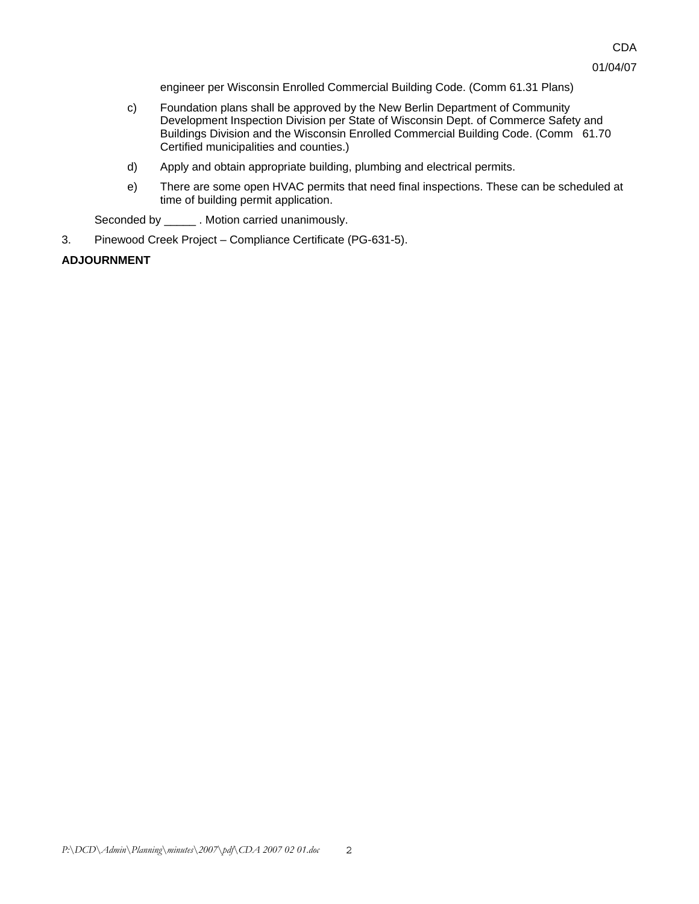engineer per Wisconsin Enrolled Commercial Building Code. (Comm 61.31 Plans)

c) Foundation plans shall be approved by the New Berlin Department of Community Development Inspection Division per State of Wisconsin Dept. of Commerce Safety and Buildings Division and the Wisconsin Enrolled Commercial Building Code. (Comm 61.70 Certified municipalities and counties.)

d) Apply and obtain appropriate building, plumbing and electrical permits.

e) There are some open HVAC permits that need final inspections. These can be scheduled at time of building permit application.

Seconded by _____ . Motion carried unanimously.

3. Pinewood Creek Project – Compliance Certificate (PG-631-5).

**ADJOURNMENT**